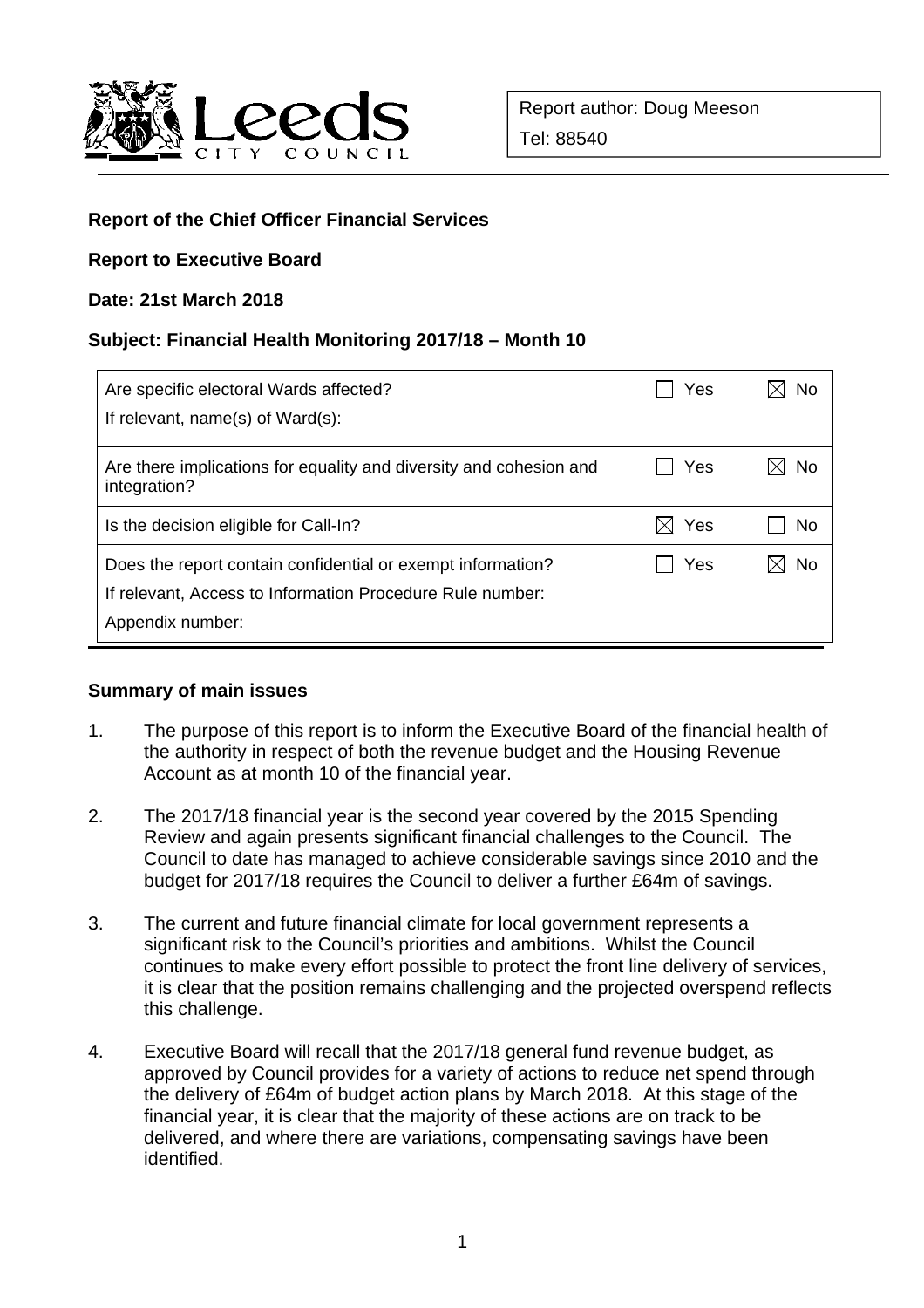Report author: Doug Meeson

Tel: 88540

**Report of the Chief Officer Financial Services**

**Report to Executive Board**

**Date: 21st March 2018**

**Subject: Financial Health Monitoring 2017/18 – Month 10**

| | | |
|---|---|---|
| Are specific electoral Wards affected?<br>If relevant, name(s) of Ward(s): | ☐ Yes | ☒ No |
| Are there implications for equality and diversity and cohesion and integration? | ☐ Yes | ☒ No |
| Is the decision eligible for Call-In? | ☒ Yes | ☐ No |
| Does the report contain confidential or exempt information?<br>If relevant, Access to Information Procedure Rule number:<br>Appendix number: | ☐ Yes | ☒ No |

**Summary of main issues**

1. The purpose of this report is to inform the Executive Board of the financial health of the authority in respect of both the revenue budget and the Housing Revenue Account as at month 10 of the financial year.

2. The 2017/18 financial year is the second year covered by the 2015 Spending Review and again presents significant financial challenges to the Council. The Council to date has managed to achieve considerable savings since 2010 and the budget for 2017/18 requires the Council to deliver a further £64m of savings.

3. The current and future financial climate for local government represents a significant risk to the Council's priorities and ambitions. Whilst the Council continues to make every effort possible to protect the front line delivery of services, it is clear that the position remains challenging and the projected overspend reflects this challenge.

4. Executive Board will recall that the 2017/18 general fund revenue budget, as approved by Council provides for a variety of actions to reduce net spend through the delivery of £64m of budget action plans by March 2018. At this stage of the financial year, it is clear that the majority of these actions are on track to be delivered, and where there are variations, compensating savings have been identified.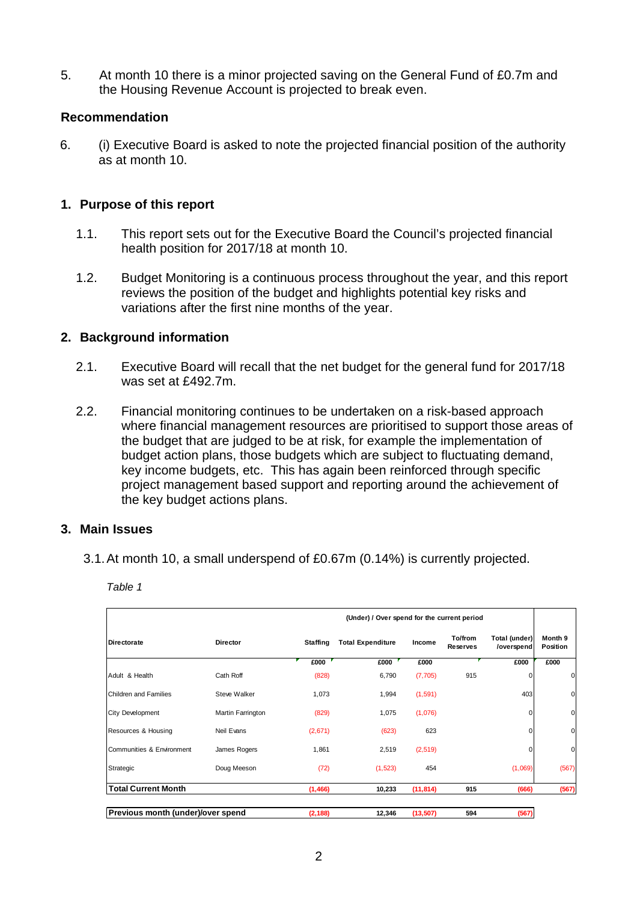5. At month 10 there is a minor projected saving on the General Fund of £0.7m and the Housing Revenue Account is projected to break even.

### Recommendation

6. (i) Executive Board is asked to note the projected financial position of the authority as at month 10.

## 1. Purpose of this report

1.1. This report sets out for the Executive Board the Council's projected financial health position for 2017/18 at month 10.

1.2. Budget Monitoring is a continuous process throughout the year, and this report reviews the position of the budget and highlights potential key risks and variations after the first nine months of the year.

## 2. Background information

2.1. Executive Board will recall that the net budget for the general fund for 2017/18 was set at £492.7m.

2.2. Financial monitoring continues to be undertaken on a risk-based approach where financial management resources are prioritised to support those areas of the budget that are judged to be at risk, for example the implementation of budget action plans, those budgets which are subject to fluctuating demand, key income budgets, etc. This has again been reinforced through specific project management based support and reporting around the achievement of the key budget actions plans.

## 3. Main Issues

3.1. At month 10, a small underspend of £0.67m (0.14%) is currently projected.

*Table 1*

| | | (Under) / Over spend for the current period | | | | | |
|---|---|---|---|---|---|---|---|
| **Directorate** | **Director** | **Staffing** | **Total Expenditure** | **Income** | **To/from Reserves** | **Total (under) /overspend** | **Month 9 Position** |
| | | **£000** | **£000** | **£000** | | **£000** | **£000** |
| Adult & Health | Cath Roff | (828) | 6,790 | (7,705) | 915 | 0 | 0 |
| Children and Families | Steve Walker | 1,073 | 1,994 | (1,591) | | 403 | 0 |
| City Development | Martin Farrington | (829) | 1,075 | (1,076) | | 0 | 0 |
| Resources & Housing | Neil Evans | (2,671) | (623) | 623 | | 0 | 0 |
| Communities & Environment | James Rogers | 1,861 | 2,519 | (2,519) | | 0 | 0 |
| Strategic | Doug Meeson | (72) | (1,523) | 454 | | (1,069) | (567) |
| **Total Current Month** | | **(1,466)** | **10,233** | **(11,814)** | **915** | **(666)** | **(567)** |
| **Previous month (under)/over spend** | | **(2,188)** | **12,346** | **(13,507)** | **594** | **(567)** | |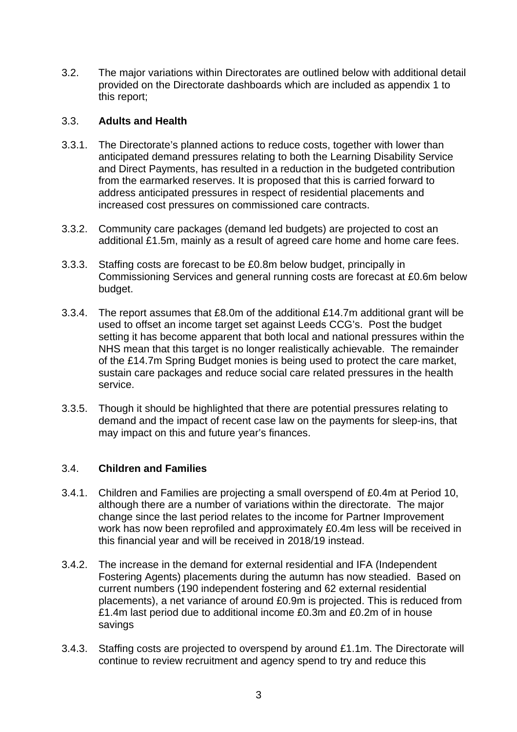3.2. The major variations within Directorates are outlined below with additional detail provided on the Directorate dashboards which are included as appendix 1 to this report;

### 3.3. **Adults and Health**

3.3.1. The Directorate's planned actions to reduce costs, together with lower than anticipated demand pressures relating to both the Learning Disability Service and Direct Payments, has resulted in a reduction in the budgeted contribution from the earmarked reserves. It is proposed that this is carried forward to address anticipated pressures in respect of residential placements and increased cost pressures on commissioned care contracts.

3.3.2. Community care packages (demand led budgets) are projected to cost an additional £1.5m, mainly as a result of agreed care home and home care fees.

3.3.3. Staffing costs are forecast to be £0.8m below budget, principally in Commissioning Services and general running costs are forecast at £0.6m below budget.

3.3.4. The report assumes that £8.0m of the additional £14.7m additional grant will be used to offset an income target set against Leeds CCG's. Post the budget setting it has become apparent that both local and national pressures within the NHS mean that this target is no longer realistically achievable. The remainder of the £14.7m Spring Budget monies is being used to protect the care market, sustain care packages and reduce social care related pressures in the health service.

3.3.5. Though it should be highlighted that there are potential pressures relating to demand and the impact of recent case law on the payments for sleep-ins, that may impact on this and future year's finances.

### 3.4. **Children and Families**

3.4.1. Children and Families are projecting a small overspend of £0.4m at Period 10, although there are a number of variations within the directorate. The major change since the last period relates to the income for Partner Improvement work has now been reprofiled and approximately £0.4m less will be received in this financial year and will be received in 2018/19 instead.

3.4.2. The increase in the demand for external residential and IFA (Independent Fostering Agents) placements during the autumn has now steadied. Based on current numbers (190 independent fostering and 62 external residential placements), a net variance of around £0.9m is projected. This is reduced from £1.4m last period due to additional income £0.3m and £0.2m of in house savings

3.4.3. Staffing costs are projected to overspend by around £1.1m. The Directorate will continue to review recruitment and agency spend to try and reduce this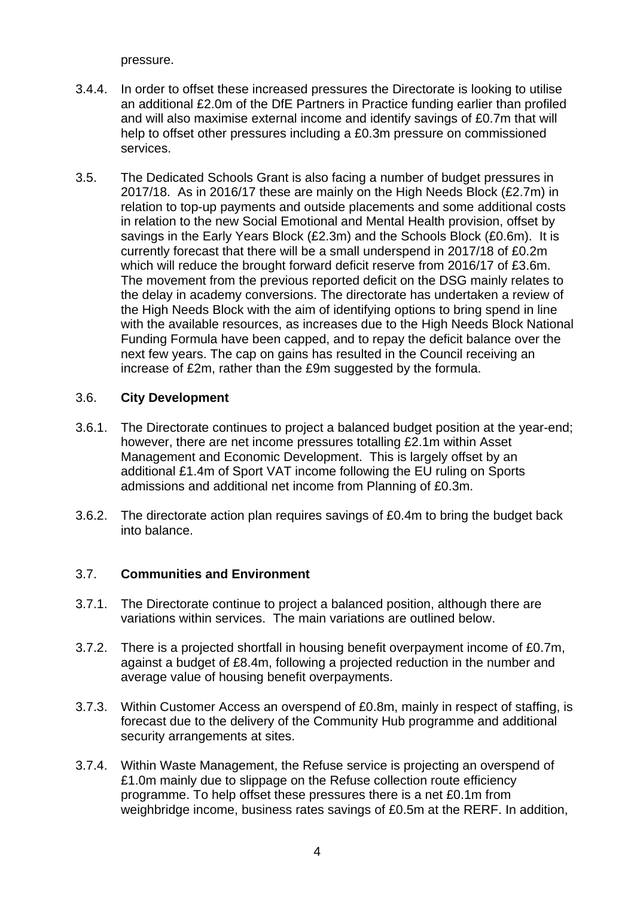pressure.

3.4.4. In order to offset these increased pressures the Directorate is looking to utilise an additional £2.0m of the DfE Partners in Practice funding earlier than profiled and will also maximise external income and identify savings of £0.7m that will help to offset other pressures including a £0.3m pressure on commissioned services.

3.5. The Dedicated Schools Grant is also facing a number of budget pressures in 2017/18. As in 2016/17 these are mainly on the High Needs Block (£2.7m) in relation to top-up payments and outside placements and some additional costs in relation to the new Social Emotional and Mental Health provision, offset by savings in the Early Years Block (£2.3m) and the Schools Block (£0.6m). It is currently forecast that there will be a small underspend in 2017/18 of £0.2m which will reduce the brought forward deficit reserve from 2016/17 of £3.6m. The movement from the previous reported deficit on the DSG mainly relates to the delay in academy conversions. The directorate has undertaken a review of the High Needs Block with the aim of identifying options to bring spend in line with the available resources, as increases due to the High Needs Block National Funding Formula have been capped, and to repay the deficit balance over the next few years. The cap on gains has resulted in the Council receiving an increase of £2m, rather than the £9m suggested by the formula.

### 3.6. City Development

3.6.1. The Directorate continues to project a balanced budget position at the year-end; however, there are net income pressures totalling £2.1m within Asset Management and Economic Development. This is largely offset by an additional £1.4m of Sport VAT income following the EU ruling on Sports admissions and additional net income from Planning of £0.3m.

3.6.2. The directorate action plan requires savings of £0.4m to bring the budget back into balance.

### 3.7. Communities and Environment

3.7.1. The Directorate continue to project a balanced position, although there are variations within services. The main variations are outlined below.

3.7.2. There is a projected shortfall in housing benefit overpayment income of £0.7m, against a budget of £8.4m, following a projected reduction in the number and average value of housing benefit overpayments.

3.7.3. Within Customer Access an overspend of £0.8m, mainly in respect of staffing, is forecast due to the delivery of the Community Hub programme and additional security arrangements at sites.

3.7.4. Within Waste Management, the Refuse service is projecting an overspend of £1.0m mainly due to slippage on the Refuse collection route efficiency programme. To help offset these pressures there is a net £0.1m from weighbridge income, business rates savings of £0.5m at the RERF. In addition,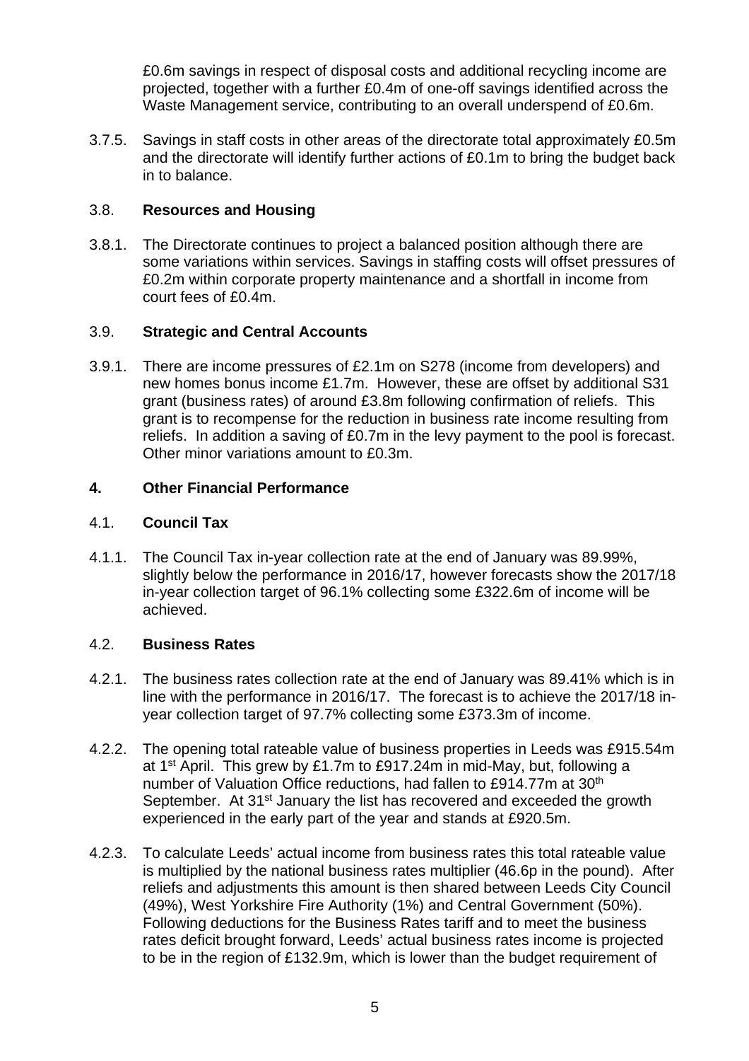£0.6m savings in respect of disposal costs and additional recycling income are projected, together with a further £0.4m of one-off savings identified across the Waste Management service, contributing to an overall underspend of £0.6m.

3.7.5. Savings in staff costs in other areas of the directorate total approximately £0.5m and the directorate will identify further actions of £0.1m to bring the budget back in to balance.

### 3.8. **Resources and Housing**

3.8.1. The Directorate continues to project a balanced position although there are some variations within services. Savings in staffing costs will offset pressures of £0.2m within corporate property maintenance and a shortfall in income from court fees of £0.4m.

### 3.9. **Strategic and Central Accounts**

3.9.1. There are income pressures of £2.1m on S278 (income from developers) and new homes bonus income £1.7m. However, these are offset by additional S31 grant (business rates) of around £3.8m following confirmation of reliefs. This grant is to recompense for the reduction in business rate income resulting from reliefs. In addition a saving of £0.7m in the levy payment to the pool is forecast. Other minor variations amount to £0.3m.

## 4. **Other Financial Performance**

### 4.1. **Council Tax**

4.1.1. The Council Tax in-year collection rate at the end of January was 89.99%, slightly below the performance in 2016/17, however forecasts show the 2017/18 in-year collection target of 96.1% collecting some £322.6m of income will be achieved.

### 4.2. **Business Rates**

4.2.1. The business rates collection rate at the end of January was 89.41% which is in line with the performance in 2016/17. The forecast is to achieve the 2017/18 in-year collection target of 97.7% collecting some £373.3m of income.

4.2.2. The opening total rateable value of business properties in Leeds was £915.54m at 1st April. This grew by £1.7m to £917.24m in mid-May, but, following a number of Valuation Office reductions, had fallen to £914.77m at 30th September. At 31st January the list has recovered and exceeded the growth experienced in the early part of the year and stands at £920.5m.

4.2.3. To calculate Leeds' actual income from business rates this total rateable value is multiplied by the national business rates multiplier (46.6p in the pound). After reliefs and adjustments this amount is then shared between Leeds City Council (49%), West Yorkshire Fire Authority (1%) and Central Government (50%). Following deductions for the Business Rates tariff and to meet the business rates deficit brought forward, Leeds' actual business rates income is projected to be in the region of £132.9m, which is lower than the budget requirement of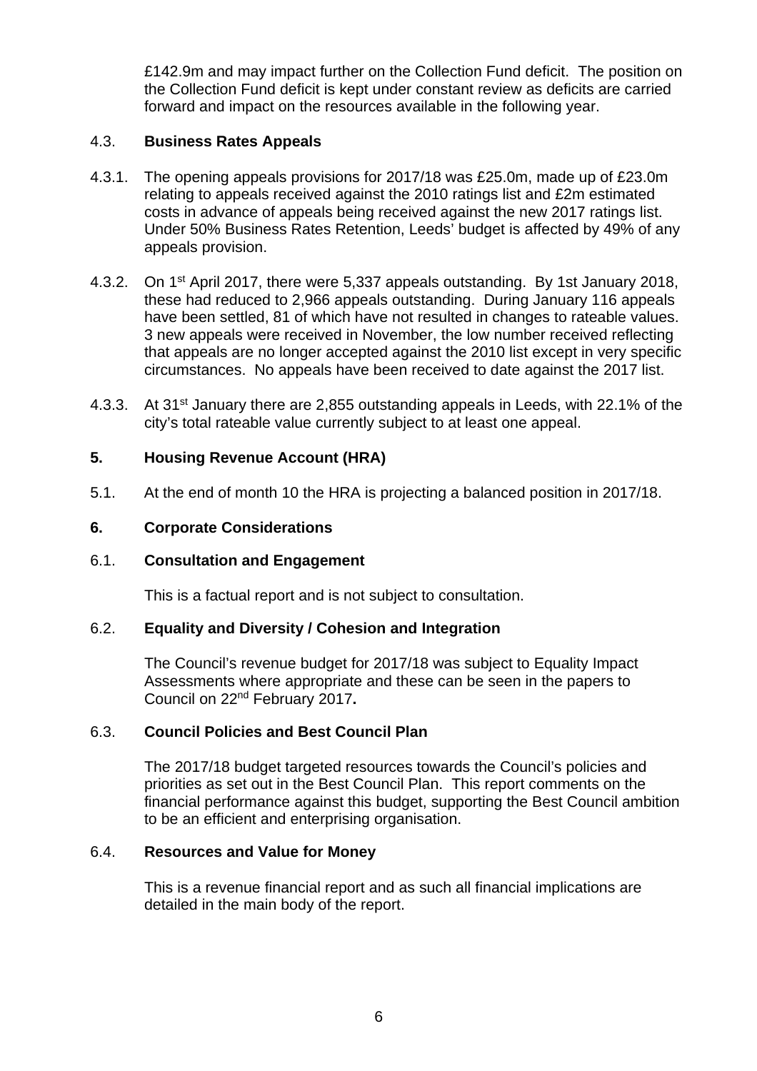£142.9m and may impact further on the Collection Fund deficit. The position on the Collection Fund deficit is kept under constant review as deficits are carried forward and impact on the resources available in the following year.

### 4.3. Business Rates Appeals

4.3.1. The opening appeals provisions for 2017/18 was £25.0m, made up of £23.0m relating to appeals received against the 2010 ratings list and £2m estimated costs in advance of appeals being received against the new 2017 ratings list. Under 50% Business Rates Retention, Leeds' budget is affected by 49% of any appeals provision.

4.3.2. On 1st April 2017, there were 5,337 appeals outstanding. By 1st January 2018, these had reduced to 2,966 appeals outstanding. During January 116 appeals have been settled, 81 of which have not resulted in changes to rateable values. 3 new appeals were received in November, the low number received reflecting that appeals are no longer accepted against the 2010 list except in very specific circumstances. No appeals have been received to date against the 2017 list.

4.3.3. At 31st January there are 2,855 outstanding appeals in Leeds, with 22.1% of the city's total rateable value currently subject to at least one appeal.

## 5. Housing Revenue Account (HRA)

5.1. At the end of month 10 the HRA is projecting a balanced position in 2017/18.

## 6. Corporate Considerations

### 6.1. Consultation and Engagement

This is a factual report and is not subject to consultation.

### 6.2. Equality and Diversity / Cohesion and Integration

The Council's revenue budget for 2017/18 was subject to Equality Impact Assessments where appropriate and these can be seen in the papers to Council on 22nd February 2017**.**

### 6.3. Council Policies and Best Council Plan

The 2017/18 budget targeted resources towards the Council's policies and priorities as set out in the Best Council Plan. This report comments on the financial performance against this budget, supporting the Best Council ambition to be an efficient and enterprising organisation.

### 6.4. Resources and Value for Money

This is a revenue financial report and as such all financial implications are detailed in the main body of the report.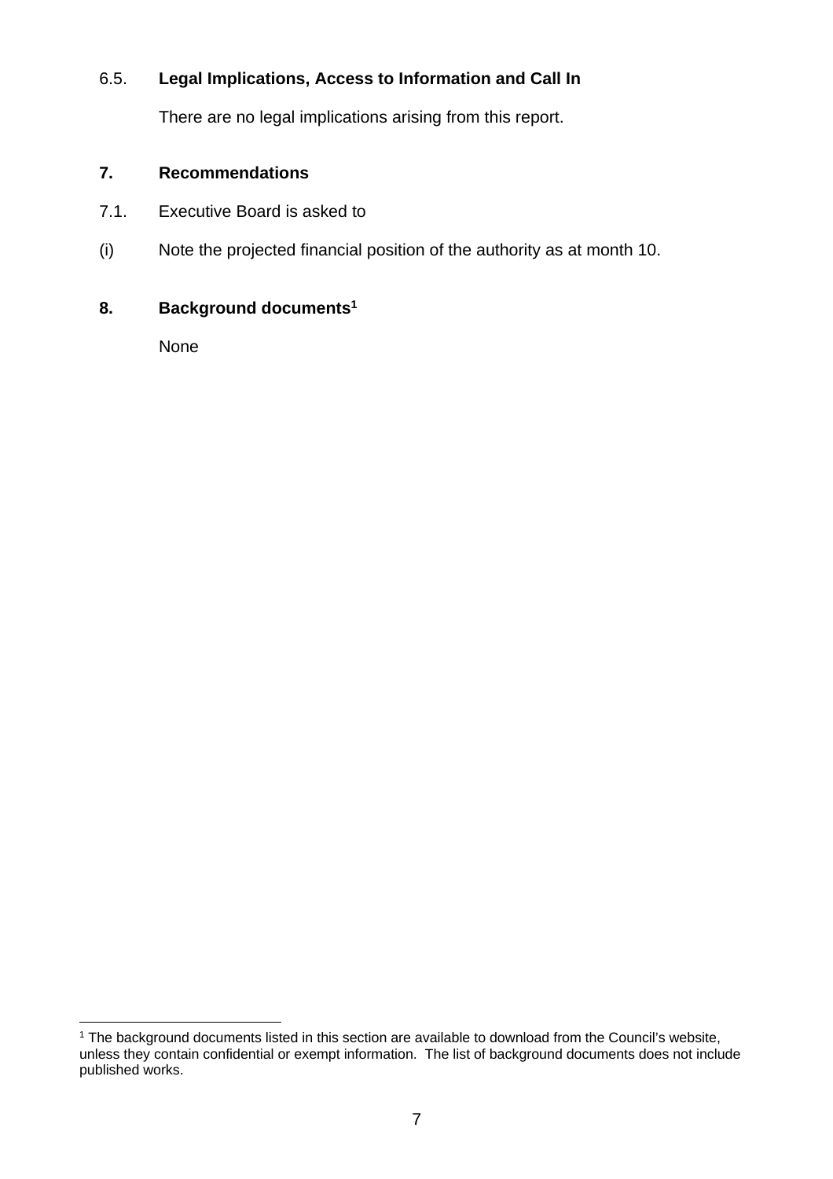## 6.5. Legal Implications, Access to Information and Call In

There are no legal implications arising from this report.

## 7. Recommendations

7.1. Executive Board is asked to

(i) Note the projected financial position of the authority as at month 10.

## 8. Background documents[1]

None

[1] The background documents listed in this section are available to download from the Council's website, unless they contain confidential or exempt information. The list of background documents does not include published works.